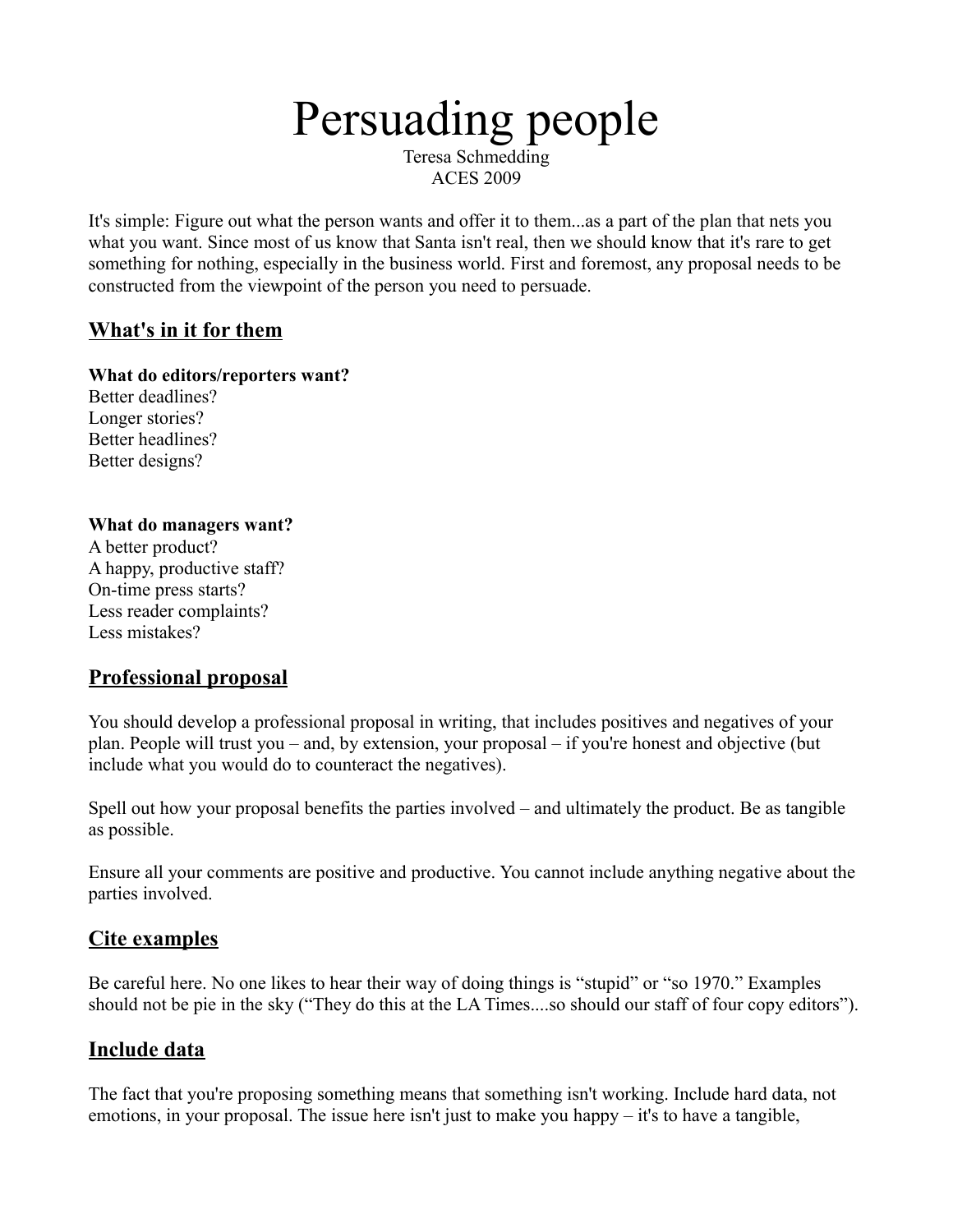# Persuading people

Teresa Schmedding
ACES 2009

It's simple: Figure out what the person wants and offer it to them...as a part of the plan that nets you what you want. Since most of us know that Santa isn't real, then we should know that it's rare to get something for nothing, especially in the business world. First and foremost, any proposal needs to be constructed from the viewpoint of the person you need to persuade.

## What's in it for them

**What do editors/reporters want?**

Better deadlines?
Longer stories?
Better headlines?
Better designs?

**What do managers want?**

A better product?
A happy, productive staff?
On-time press starts?
Less reader complaints?
Less mistakes?

## Professional proposal

You should develop a professional proposal in writing, that includes positives and negatives of your plan. People will trust you – and, by extension, your proposal – if you're honest and objective (but include what you would do to counteract the negatives).

Spell out how your proposal benefits the parties involved – and ultimately the product. Be as tangible as possible.

Ensure all your comments are positive and productive. You cannot include anything negative about the parties involved.

## Cite examples

Be careful here. No one likes to hear their way of doing things is "stupid" or "so 1970." Examples should not be pie in the sky ("They do this at the LA Times....so should our staff of four copy editors").

## Include data

The fact that you're proposing something means that something isn't working. Include hard data, not emotions, in your proposal. The issue here isn't just to make you happy – it's to have a tangible,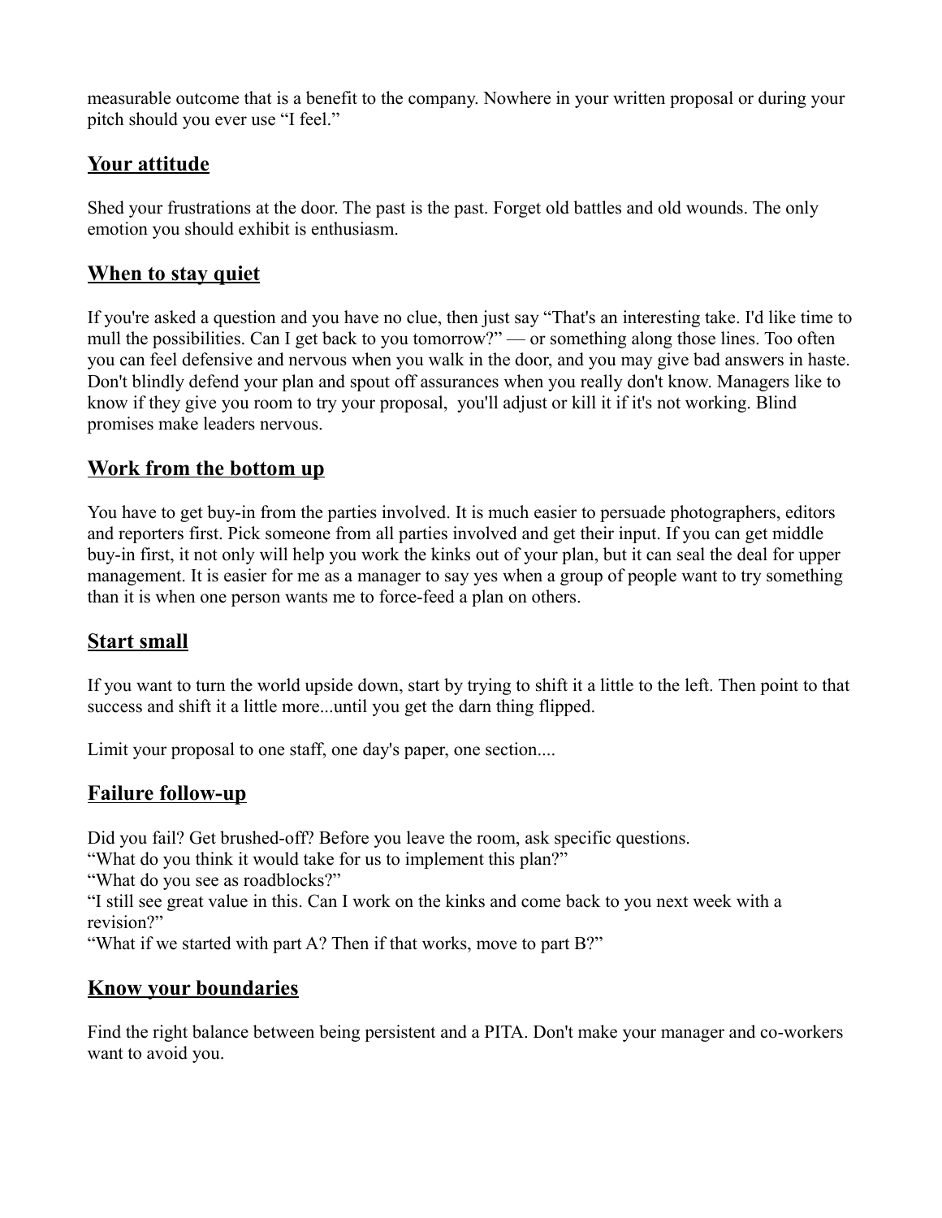measurable outcome that is a benefit to the company. Nowhere in your written proposal or during your pitch should you ever use "I feel."

## Your attitude

Shed your frustrations at the door. The past is the past. Forget old battles and old wounds. The only emotion you should exhibit is enthusiasm.

## When to stay quiet

If you're asked a question and you have no clue, then just say "That's an interesting take. I'd like time to mull the possibilities. Can I get back to you tomorrow?" — or something along those lines. Too often you can feel defensive and nervous when you walk in the door, and you may give bad answers in haste. Don't blindly defend your plan and spout off assurances when you really don't know. Managers like to know if they give you room to try your proposal, you'll adjust or kill it if it's not working. Blind promises make leaders nervous.

## Work from the bottom up

You have to get buy-in from the parties involved. It is much easier to persuade photographers, editors and reporters first. Pick someone from all parties involved and get their input. If you can get middle buy-in first, it not only will help you work the kinks out of your plan, but it can seal the deal for upper management. It is easier for me as a manager to say yes when a group of people want to try something than it is when one person wants me to force-feed a plan on others.

## Start small

If you want to turn the world upside down, start by trying to shift it a little to the left. Then point to that success and shift it a little more...until you get the darn thing flipped.

Limit your proposal to one staff, one day's paper, one section....

## Failure follow-up

Did you fail? Get brushed-off? Before you leave the room, ask specific questions.

"What do you think it would take for us to implement this plan?"

"What do you see as roadblocks?"

"I still see great value in this. Can I work on the kinks and come back to you next week with a revision?"

"What if we started with part A? Then if that works, move to part B?"

## Know your boundaries

Find the right balance between being persistent and a PITA. Don't make your manager and co-workers want to avoid you.